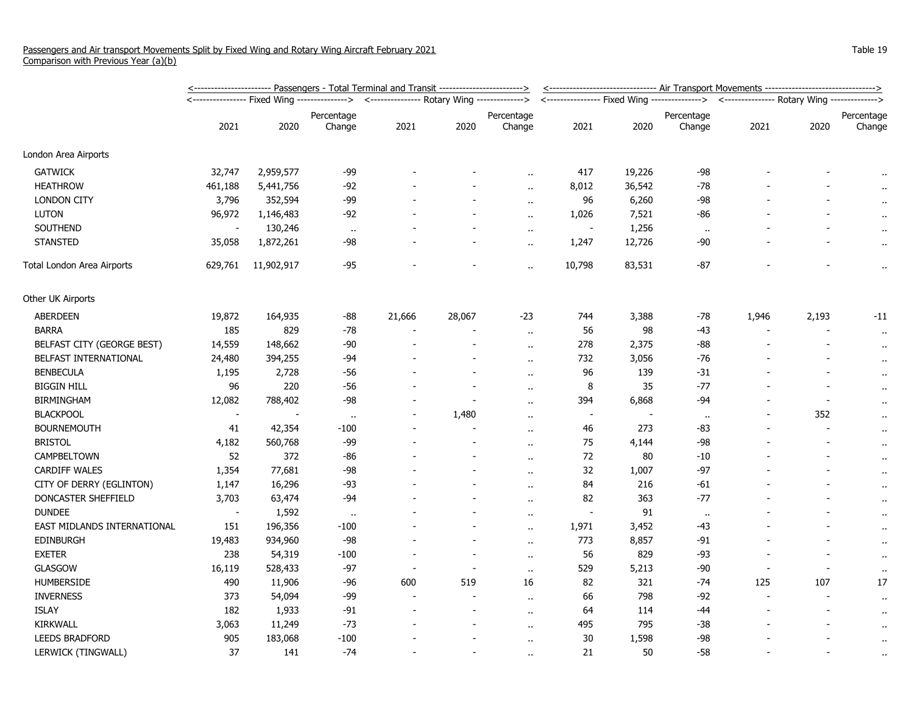Passengers and Air transport Movements Split by Fixed Wing and Rotary Wing Aircraft February 2021
Comparison with Previous Year (a)(b)

Table 19

| | Passengers - Total Terminal and Transit | | | | | | Air Transport Movements | | | | | |
|---|---|---|---|---|---|---|---|---|---|---|---|---|
| | Fixed Wing | | | Rotary Wing | | | Fixed Wing | | | Rotary Wing | | |
| | 2021 | 2020 | Percentage Change | 2021 | 2020 | Percentage Change | 2021 | 2020 | Percentage Change | 2021 | 2020 | Percentage Change |
| London Area Airports | | | | | | | | | | | | |
| GATWICK | 32,747 | 2,959,577 | -99 | - | - | .. | 417 | 19,226 | -98 | - | - | .. |
| HEATHROW | 461,188 | 5,441,756 | -92 | - | - | .. | 8,012 | 36,542 | -78 | - | - | .. |
| LONDON CITY | 3,796 | 352,594 | -99 | - | - | .. | 96 | 6,260 | -98 | - | - | .. |
| LUTON | 96,972 | 1,146,483 | -92 | - | - | .. | 1,026 | 7,521 | -86 | - | - | .. |
| SOUTHEND | - | 130,246 | .. | - | - | .. | - | 1,256 | .. | - | - | .. |
| STANSTED | 35,058 | 1,872,261 | -98 | - | - | .. | 1,247 | 12,726 | -90 | - | - | .. |
| Total London Area Airports | 629,761 | 11,902,917 | -95 | - | - | .. | 10,798 | 83,531 | -87 | - | - | .. |
| Other UK Airports | | | | | | | | | | | | |
| ABERDEEN | 19,872 | 164,935 | -88 | 21,666 | 28,067 | -23 | 744 | 3,388 | -78 | 1,946 | 2,193 | -11 |
| BARRA | 185 | 829 | -78 | - | - | .. | 56 | 98 | -43 | - | - | .. |
| BELFAST CITY (GEORGE BEST) | 14,559 | 148,662 | -90 | - | - | .. | 278 | 2,375 | -88 | - | - | .. |
| BELFAST INTERNATIONAL | 24,480 | 394,255 | -94 | - | - | .. | 732 | 3,056 | -76 | - | - | .. |
| BENBECULA | 1,195 | 2,728 | -56 | - | - | .. | 96 | 139 | -31 | - | - | .. |
| BIGGIN HILL | 96 | 220 | -56 | - | - | .. | 8 | 35 | -77 | - | - | .. |
| BIRMINGHAM | 12,082 | 788,402 | -98 | - | - | .. | 394 | 6,868 | -94 | - | - | .. |
| BLACKPOOL | - | - | .. | - | 1,480 | .. | - | - | .. | - | 352 | .. |
| BOURNEMOUTH | 41 | 42,354 | -100 | - | - | .. | 46 | 273 | -83 | - | - | .. |
| BRISTOL | 4,182 | 560,768 | -99 | - | - | .. | 75 | 4,144 | -98 | - | - | .. |
| CAMPBELTOWN | 52 | 372 | -86 | - | - | .. | 72 | 80 | -10 | - | - | .. |
| CARDIFF WALES | 1,354 | 77,681 | -98 | - | - | .. | 32 | 1,007 | -97 | - | - | .. |
| CITY OF DERRY (EGLINTON) | 1,147 | 16,296 | -93 | - | - | .. | 84 | 216 | -61 | - | - | .. |
| DONCASTER SHEFFIELD | 3,703 | 63,474 | -94 | - | - | .. | 82 | 363 | -77 | - | - | .. |
| DUNDEE | - | 1,592 | .. | - | - | .. | - | 91 | .. | - | - | .. |
| EAST MIDLANDS INTERNATIONAL | 151 | 196,356 | -100 | - | - | .. | 1,971 | 3,452 | -43 | - | - | .. |
| EDINBURGH | 19,483 | 934,960 | -98 | - | - | .. | 773 | 8,857 | -91 | - | - | .. |
| EXETER | 238 | 54,319 | -100 | - | - | .. | 56 | 829 | -93 | - | - | .. |
| GLASGOW | 16,119 | 528,433 | -97 | - | - | .. | 529 | 5,213 | -90 | - | - | .. |
| HUMBERSIDE | 490 | 11,906 | -96 | 600 | 519 | 16 | 82 | 321 | -74 | 125 | 107 | 17 |
| INVERNESS | 373 | 54,094 | -99 | - | - | .. | 66 | 798 | -92 | - | - | .. |
| ISLAY | 182 | 1,933 | -91 | - | - | .. | 64 | 114 | -44 | - | - | .. |
| KIRKWALL | 3,063 | 11,249 | -73 | - | - | .. | 495 | 795 | -38 | - | - | .. |
| LEEDS BRADFORD | 905 | 183,068 | -100 | - | - | .. | 30 | 1,598 | -98 | - | - | .. |
| LERWICK (TINGWALL) | 37 | 141 | -74 | - | - | .. | 21 | 50 | -58 | - | - | .. |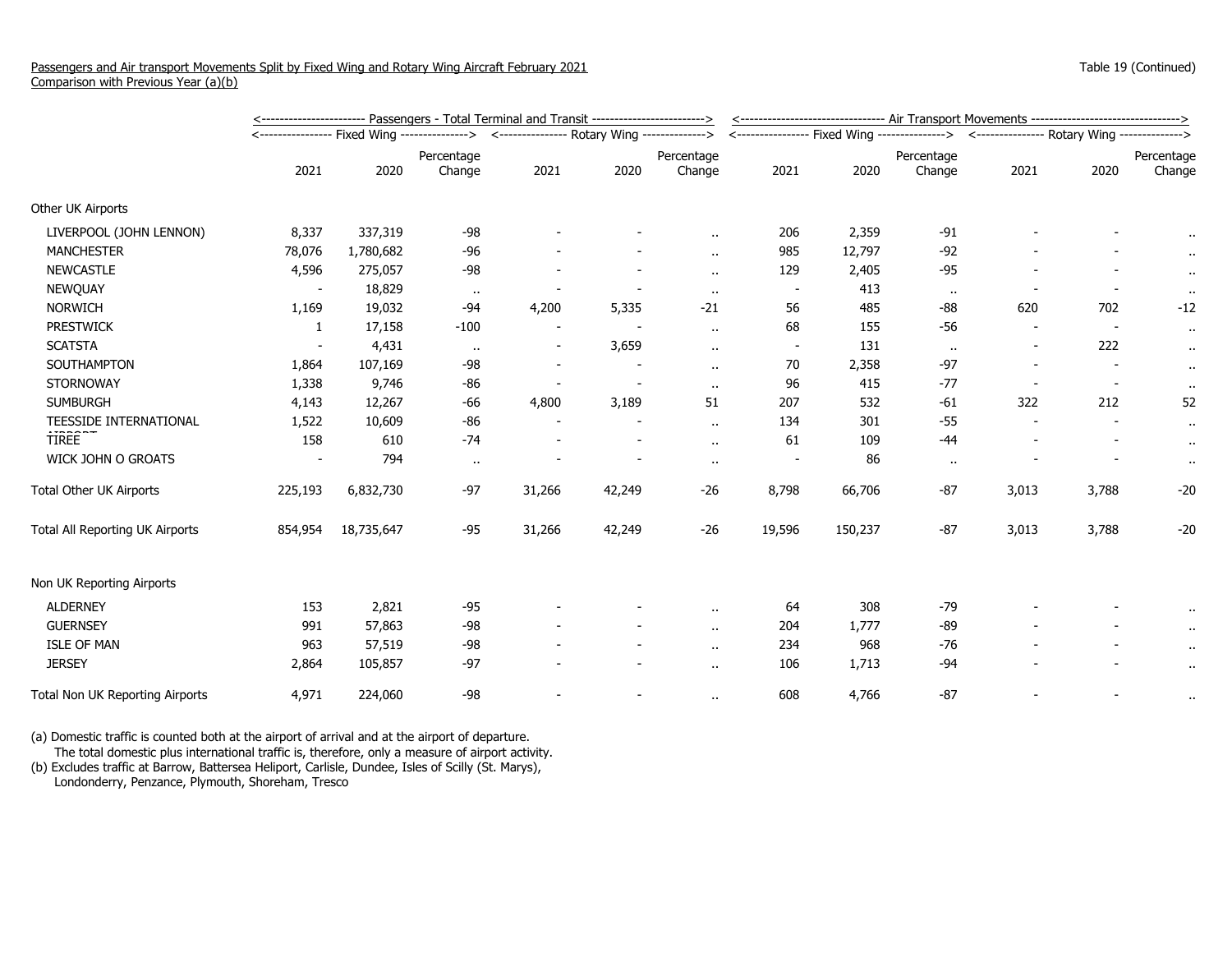Passengers and Air transport Movements Split by Fixed Wing and Rotary Wing Aircraft February 2021
Comparison with Previous Year (a)(b)

Table 19 (Continued)

| | Passengers - Total Terminal and Transit | | | | | | Air Transport Movements | | | | | |
|---|---|---|---|---|---|---|---|---|---|---|---|---|
| | Fixed Wing | | | Rotary Wing | | | Fixed Wing | | | Rotary Wing | | |
| | 2021 | 2020 | Percentage Change | 2021 | 2020 | Percentage Change | 2021 | 2020 | Percentage Change | 2021 | 2020 | Percentage Change |
| Other UK Airports | | | | | | | | | | | | |
| LIVERPOOL (JOHN LENNON) | 8,337 | 337,319 | -98 | - | - | .. | 206 | 2,359 | -91 | - | - | .. |
| MANCHESTER | 78,076 | 1,780,682 | -96 | - | - | .. | 985 | 12,797 | -92 | - | - | .. |
| NEWCASTLE | 4,596 | 275,057 | -98 | - | - | .. | 129 | 2,405 | -95 | - | - | .. |
| NEWQUAY | - | 18,829 | .. | - | - | .. | - | 413 | .. | - | - | .. |
| NORWICH | 1,169 | 19,032 | -94 | 4,200 | 5,335 | -21 | 56 | 485 | -88 | 620 | 702 | -12 |
| PRESTWICK | 1 | 17,158 | -100 | - | - | .. | 68 | 155 | -56 | - | - | .. |
| SCATSTA | - | 4,431 | .. | - | 3,659 | .. | - | 131 | .. | - | 222 | .. |
| SOUTHAMPTON | 1,864 | 107,169 | -98 | - | - | .. | 70 | 2,358 | -97 | - | - | .. |
| STORNOWAY | 1,338 | 9,746 | -86 | - | - | .. | 96 | 415 | -77 | - | - | .. |
| SUMBURGH | 4,143 | 12,267 | -66 | 4,800 | 3,189 | 51 | 207 | 532 | -61 | 322 | 212 | 52 |
| TEESSIDE INTERNATIONAL AIRPORT | 1,522 | 10,609 | -86 | - | - | .. | 134 | 301 | -55 | - | - | .. |
| TIREE | 158 | 610 | -74 | - | - | .. | 61 | 109 | -44 | - | - | .. |
| WICK JOHN O GROATS | - | 794 | .. | - | - | .. | - | 86 | .. | - | - | .. |
| Total Other UK Airports | 225,193 | 6,832,730 | -97 | 31,266 | 42,249 | -26 | 8,798 | 66,706 | -87 | 3,013 | 3,788 | -20 |
| Total All Reporting UK Airports | 854,954 | 18,735,647 | -95 | 31,266 | 42,249 | -26 | 19,596 | 150,237 | -87 | 3,013 | 3,788 | -20 |
| Non UK Reporting Airports | | | | | | | | | | | | |
| ALDERNEY | 153 | 2,821 | -95 | - | - | .. | 64 | 308 | -79 | - | - | .. |
| GUERNSEY | 991 | 57,863 | -98 | - | - | .. | 204 | 1,777 | -89 | - | - | .. |
| ISLE OF MAN | 963 | 57,519 | -98 | - | - | .. | 234 | 968 | -76 | - | - | .. |
| JERSEY | 2,864 | 105,857 | -97 | - | - | .. | 106 | 1,713 | -94 | - | - | .. |
| Total Non UK Reporting Airports | 4,971 | 224,060 | -98 | - | - | .. | 608 | 4,766 | -87 | - | - | .. |

(a) Domestic traffic is counted both at the airport of arrival and at the airport of departure.
The total domestic plus international traffic is, therefore, only a measure of airport activity.
(b) Excludes traffic at Barrow, Battersea Heliport, Carlisle, Dundee, Isles of Scilly (St. Marys),
Londonderry, Penzance, Plymouth, Shoreham, Tresco